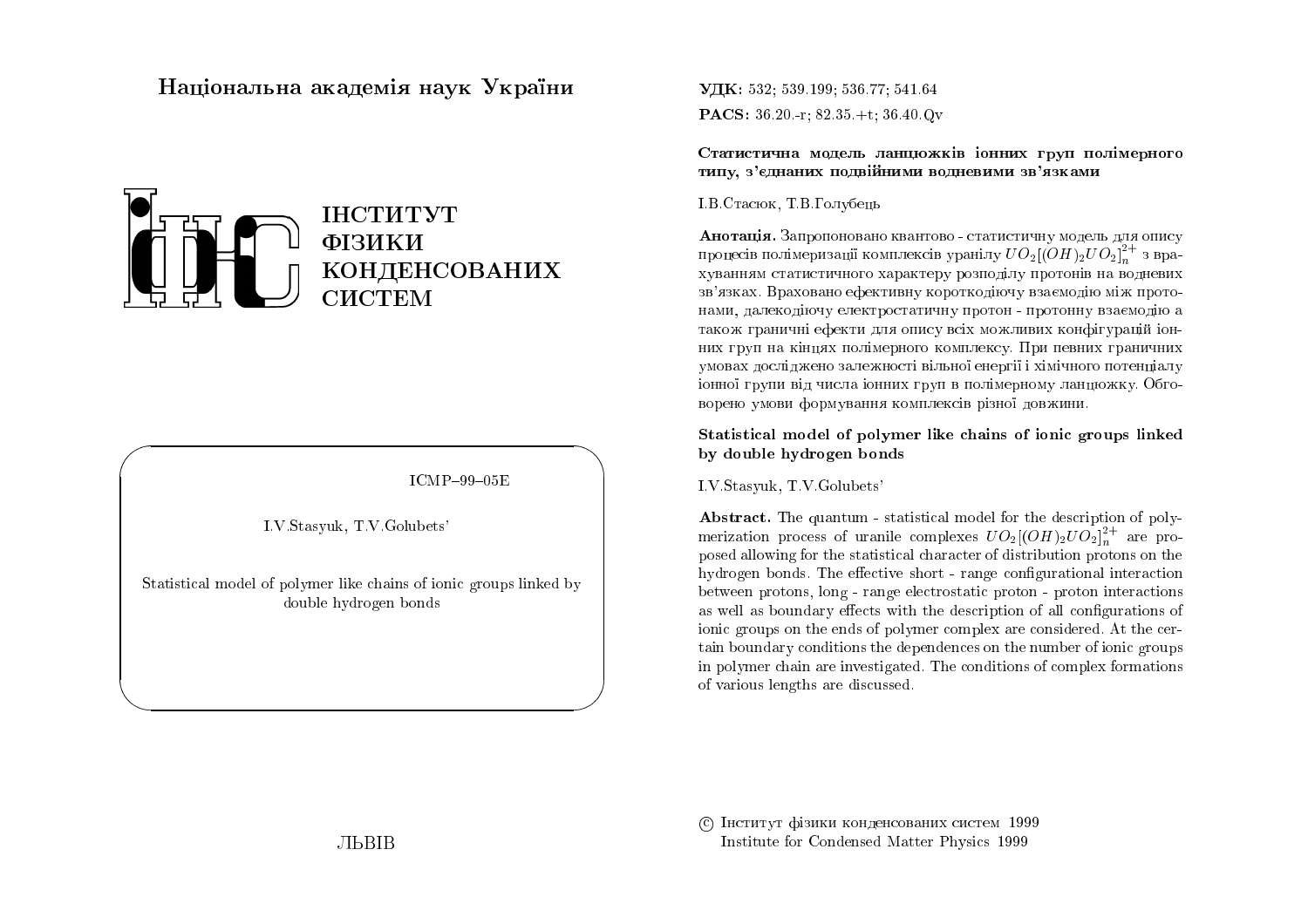Національна академія наук України

ІНСТИТУТ
ФІЗИКИ
КОНДЕНСОВАНИХ
СИСТЕМ

ICMP–99–05E

I.V.Stasyuk, T.V.Golubets'

Statistical model of polymer like chains of ionic groups linked by double hydrogen bonds

ЛЬВІВ

**УДК:** 532; 539.199; 536.77; 541.64

**PACS:** 36.20.-r; 82.35.+t; 36.40.Qv

**Статистична модель ланцюжків іонних груп полімерного типу, з'єднаних подвійними водневими зв'язками**

І.В.Стасюк, Т.В.Голубець

**Анотація.** Запропоновано квантово - статистичну модель для опису процесів полімеризації комплексів уранілу $UO_2[(OH)_2UO_2]_n^{2+}$ з врахуванням статистичного характеру розподілу протонів на водневих зв'язках. Враховано ефективну короткодіючу взаємодію між протонами, далекодіючу електростатичну протон - протонну взаємодію а також граничні ефекти для опису всіх можливих конфігурацій іонних груп на кінцях полімерного комплексу. При певних граничних умовах досліджено залежності вільної енергії і хімічного потенціалу іонної групи від числа іонних груп в полімерному ланцюжку. Обговорено умови формування комплексів різної довжини.

**Statistical model of polymer like chains of ionic groups linked by double hydrogen bonds**

I.V.Stasyuk, T.V.Golubets'

**Abstract.** The quantum - statistical model for the description of polymerization process of uranile complexes $UO_2[(OH)_2UO_2]_n^{2+}$ are proposed allowing for the statistical character of distribution protons on the hydrogen bonds. The effective short - range configurational interaction between protons, long - range electrostatic proton - proton interactions as well as boundary effects with the description of all configurations of ionic groups on the ends of polymer complex are considered. At the certain boundary conditions the dependences on the number of ionic groups in polymer chain are investigated. The conditions of complex formations of various lengths are discussed.

© Інститут фізики конденсованих систем 1999
Institute for Condensed Matter Physics 1999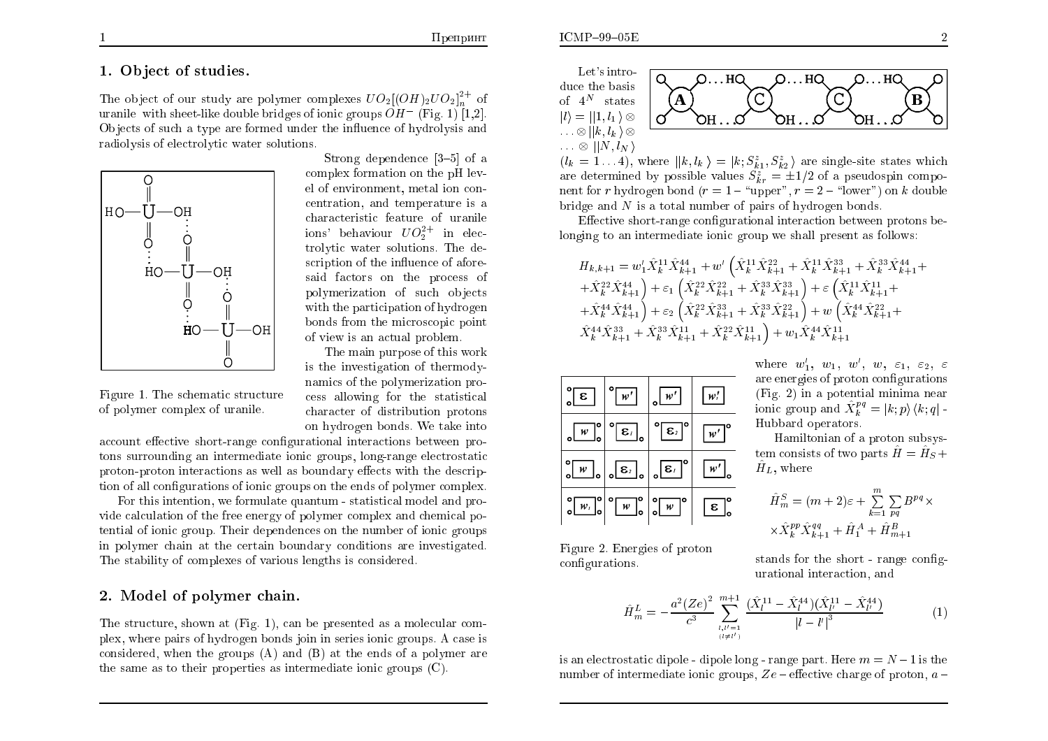## 1. Object of studies.

The object of our study are polymer complexes $UO_2[(OH)_2UO_2]_n^{2+}$ of uranile with sheet-like double bridges of ionic groups $OH^-$ (Fig. 1) [1,2]. Objects of such a type are formed under the influence of hydrolysis and radiolysis of electrolytic water solutions.

Figure 1. The schematic structure of polymer complex of uranile.

Strong dependence [3–5] of a complex formation on the pH level of environment, metal ion concentration, and temperature is a characteristic feature of uranile ions' behaviour $UO_2^{2+}$ in electrolytic water solutions. The description of the influence of aforesaid factors on the process of polymerization of such objects with the participation of hydrogen bonds from the microscopic point of view is an actual problem.

The main purpose of this work is the investigation of thermodynamics of the polymerization process allowing for the statistical character of distribution protons on hydrogen bonds. We take into account effective short-range configurational interactions between protons surrounding an intermediate ionic groups, long-range electrostatic proton-proton interactions as well as boundary effects with the description of all configurations of ionic groups on the ends of polymer complex.

For this intention, we formulate quantum - statistical model and provide calculation of the free energy of polymer complex and chemical potential of ionic group. Their dependences on the number of ionic groups in polymer chain at the certain boundary conditions are investigated. The stability of complexes of various lengths is considered.

## 2. Model of polymer chain.

The structure, shown at (Fig. 1), can be presented as a molecular complex, where pairs of hydrogen bonds join in series ionic groups. A case is considered, when the groups (A) and (B) at the ends of a polymer are the same as to their properties as intermediate ionic groups (C).

Let's introduce the basis of $4^N$ states $|l\rangle = ||1, l_1\rangle \otimes \ldots \otimes ||k, l_k\rangle \otimes \ldots \otimes ||N, l_N\rangle$ $(l_k = 1 \ldots 4)$, where $||k, l_k\rangle = |k; S_{k1}^z, S_{k2}^z\rangle$ are single-site states which are determined by possible values $S_{kr}^z = \pm 1/2$ of a pseudospin component for $r$ hydrogen bond ($r = 1$ – "upper", $r = 2$ – "lower") on $k$ double bridge and $N$ is a total number of pairs of hydrogen bonds.

Effective short-range configurational interaction between protons belonging to an intermediate ionic group we shall present as follows:

$$
\begin{aligned}
H_{k,k+1} = {} & w_1' \hat{X}_k^{11} \hat{X}_{k+1}^{44} + w' \left( \hat{X}_k^{11} \hat{X}_{k+1}^{22} + \hat{X}_k^{11} \hat{X}_{k+1}^{33} + \hat{X}_k^{33} \hat{X}_{k+1}^{44} + \right. \\
& \left. + \hat{X}_k^{22} \hat{X}_{k+1}^{44} \right) + \varepsilon_1 \left( \hat{X}_k^{22} \hat{X}_{k+1}^{22} + \hat{X}_k^{33} \hat{X}_{k+1}^{33} \right) + \varepsilon \left( \hat{X}_k^{11} \hat{X}_{k+1}^{11} + \right. \\
& \left. + \hat{X}_k^{44} \hat{X}_{k+1}^{44} \right) + \varepsilon_2 \left( \hat{X}_k^{22} \hat{X}_{k+1}^{33} + \hat{X}_k^{33} \hat{X}_{k+1}^{22} \right) + w \left( \hat{X}_k^{44} \hat{X}_{k+1}^{22} + \right. \\
& \left. \hat{X}_k^{44} \hat{X}_{k+1}^{33} + \hat{X}_k^{33} \hat{X}_{k+1}^{11} + \hat{X}_k^{22} \hat{X}_{k+1}^{11} \right) + w_1 \hat{X}_k^{44} \hat{X}_{k+1}^{11}
\end{aligned}
$$

Figure 2. Energies of proton configurations.

where $w_1'$, $w_1$, $w'$, $w$, $\varepsilon_1$, $\varepsilon_2$, $\varepsilon$ are energies of proton configurations (Fig. 2) in a potential minima near ionic group and $\hat{X}_k^{pq} = |k; p\rangle\langle k; q|$ - Hubbard operators.

Hamiltonian of a proton subsystem consists of two parts $\hat{H} = \hat{H}_S + \hat{H}_L$, where

$$
\hat{H}_m^S = (m+2)\varepsilon + \sum_{k=1}^{m} \sum_{pq} B^{pq} \times \hat{X}_k^{pp} \hat{X}_{k+1}^{qq} + \hat{H}_1^A + \hat{H}_{m+1}^B
$$

stands for the short - range configurational interaction, and

$$
\hat{H}_m^L = -\frac{a^2 (Ze)^2}{c^3} \sum_{\substack{l,l'=1 \\ (l \neq l')}}^{m+1} \frac{(\hat{X}_l^{11} - \hat{X}_l^{44})(\hat{X}_{l'}^{11} - \hat{X}_{l'}^{44})}{|l - l'|^3} \tag{1}
$$

is an electrostatic dipole - dipole long - range part. Here $m = N - 1$ is the number of intermediate ionic groups, $Ze$ – effective charge of proton, $a$ –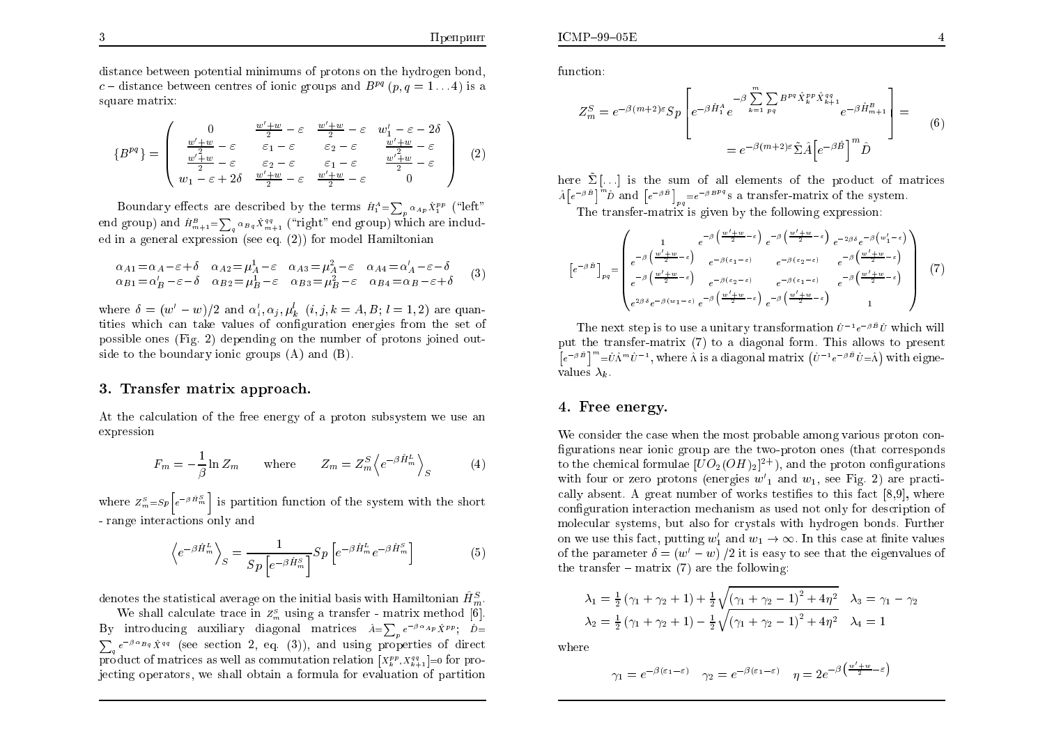distance between potential minimums of protons on the hydrogen bond, $c$ – distance between centres of ionic groups and $B^{pq}$ $(p,q=1\ldots4)$ is a square matrix:

$$
\{B^{pq}\} = \begin{pmatrix}
0 & \frac{w'+w}{2}-\varepsilon & \frac{w'+w}{2}-\varepsilon & w_1'-\varepsilon-2\delta \\
\frac{w'+w}{2}-\varepsilon & \varepsilon_1-\varepsilon & \varepsilon_2-\varepsilon & \frac{w'+w}{2}-\varepsilon \\
\frac{w'+w}{2}-\varepsilon & \varepsilon_2-\varepsilon & \varepsilon_1-\varepsilon & \frac{w'+w}{2}-\varepsilon \\
w_1-\varepsilon+2\delta & \frac{w'+w}{2}-\varepsilon & \frac{w'+w}{2}-\varepsilon & 0
\end{pmatrix} \quad (2)
$$

Boundary effects are described by the terms $\hat{H}_1^A=\sum_p \alpha_{Ap}\hat{X}_1^{pp}$ ("left" end group) and $\hat{H}_{m+1}^B=\sum_q \alpha_{Bq}\hat{X}_{m+1}^{qq}$ ("right" end group) which are included in a general expression (see eq. (2)) for model Hamiltonian

$$
\begin{array}{llll}
\alpha_{A1}=\alpha_A-\varepsilon+\delta & \alpha_{A2}=\mu_A^1-\varepsilon & \alpha_{A3}=\mu_A^2-\varepsilon & \alpha_{A4}=\alpha_A'-\varepsilon-\delta \\
\alpha_{B1}=\alpha_B'-\varepsilon-\delta & \alpha_{B2}=\mu_B^1-\varepsilon & \alpha_{B3}=\mu_B^2-\varepsilon & \alpha_{B4}=\alpha_B-\varepsilon+\delta
\end{array} \quad (3)
$$

where $\delta=(w'-w)/2$ and $\alpha_i', \alpha_j, \mu_k^l$ $(i,j,k=A,B;\ l=1,2)$ are quantities which can take values of configuration energies from the set of possible ones (Fig. 2) depending on the number of protons joined outside to the boundary ionic groups (A) and (B).

## 3. Transfer matrix approach.

At the calculation of the free energy of a proton subsystem we use an expression

$$
F_m=-\frac{1}{\beta}\ln Z_m \qquad \text{where} \qquad Z_m=Z_m^S\left\langle e^{-\beta\hat{H}_m^L}\right\rangle_S \quad (4)
$$

where $Z_m^S=Sp\left[e^{-\beta\hat{H}_m^S}\right]$ is partition function of the system with the short - range interactions only and

$$
\left\langle e^{-\beta\hat{H}_m^L}\right\rangle_S=\frac{1}{Sp\left[e^{-\beta\hat{H}_m^S}\right]}Sp\left[e^{-\beta\hat{H}_m^L}e^{-\beta\hat{H}_m^S}\right] \quad (5)
$$

denotes the statistical average on the initial basis with Hamiltonian $\hat{H}_m^S$.

We shall calculate trace in $Z_m^S$ using a transfer - matrix method [6]. By introducing auxiliary diagonal matrices $\hat{A}=\sum_p e^{-\beta\alpha_{Ap}}\hat{X}^{pp}$; $\hat{D}=\sum_q e^{-\beta\alpha_{Bq}}\hat{X}^{qq}$ (see section 2, eq. (3)), and using properties of direct product of matrices as well as commutation relation $\left[X_k^{pp},X_{k+1}^{qq}\right]=0$ for projecting operators, we shall obtain a formula for evaluation of partition function:

$$
\begin{aligned}
Z_m^S &= e^{-\beta(m+2)\varepsilon}Sp\left[e^{-\beta\hat{H}_1^A}e^{-\beta\sum\limits_{k=1}^{m}\sum\limits_{pq}B^{pq}\hat{X}_k^{pp}\hat{X}_{k+1}^{qq}}e^{-\beta\hat{H}_{m+1}^B}\right]= \\
&= e^{-\beta(m+2)\varepsilon}\tilde{\Sigma}\hat{A}\left[e^{-\beta\hat{B}}\right]^m\hat{D}
\end{aligned} \quad (6)
$$

here $\tilde{\Sigma}[\ldots]$ is the sum of all elements of the product of matrices $\hat{A}\left[e^{-\beta\hat{B}}\right]^m\hat{D}$ and $\left[e^{-\beta\hat{B}}\right]_{pq}=e^{-\beta B^{pq}}$s a transfer-matrix of the system.

The transfer-matrix is given by the following expression:

$$
\left[e^{-\beta\hat{B}}\right]_{pq}=\begin{pmatrix}
1 & e^{-\beta\left(\frac{w'+w}{2}-\varepsilon\right)} & e^{-\beta\left(\frac{w'+w}{2}-\varepsilon\right)} & e^{-2\beta\delta}e^{-\beta\left(w_1'-\varepsilon\right)} \\
e^{-\beta\left(\frac{w'+w}{2}-\varepsilon\right)} & e^{-\beta(\varepsilon_1-\varepsilon)} & e^{-\beta(\varepsilon_2-\varepsilon)} & e^{-\beta\left(\frac{w'+w}{2}-\varepsilon\right)} \\
e^{-\beta\left(\frac{w'+w}{2}-\varepsilon\right)} & e^{-\beta(\varepsilon_2-\varepsilon)} & e^{-\beta(\varepsilon_1-\varepsilon)} & e^{-\beta\left(\frac{w'+w}{2}-\varepsilon\right)} \\
e^{2\beta\delta}e^{-\beta(w_1-\varepsilon)} & e^{-\beta\left(\frac{w'+w}{2}-\varepsilon\right)} & e^{-\beta\left(\frac{w'+w}{2}-\varepsilon\right)} & 1
\end{pmatrix} \quad (7)
$$

The next step is to use a unitary transformation $\hat{U}^{-1}e^{-\beta\hat{B}}\hat{U}$ which will put the transfer-matrix (7) to a diagonal form. This allows to present $\left[e^{-\beta\hat{B}}\right]^m=\hat{U}\hat{\Lambda}^m\hat{U}^{-1}$, where $\hat{\Lambda}$ is a diagonal matrix $\left(\hat{U}^{-1}e^{-\beta\hat{B}}\hat{U}=\hat{\Lambda}\right)$ with eignevalues $\lambda_k$.

## 4. Free energy.

We consider the case when the most probable among various proton configurations near ionic group are the two-proton ones (that corresponds to the chemical formulae $[UO_2(OH)_2]^{2+}$), and the proton configurations with four or zero protons (energies $w'_1$ and $w_1$, see Fig. 2) are practically absent. A great number of works testifies to this fact [8,9], where configuration interaction mechanism as used not only for description of molecular systems, but also for crystals with hydrogen bonds. Further on we use this fact, putting $w_1^l$ and $w_1\to\infty$. In this case at finite values of the parameter $\delta=(w'-w)/2$ it is easy to see that the eigenvalues of the transfer – matrix (7) are the following:

$$
\begin{array}{ll}
\lambda_1=\frac{1}{2}(\gamma_1+\gamma_2+1)+\frac{1}{2}\sqrt{(\gamma_1+\gamma_2-1)^2+4\eta^2} & \lambda_3=\gamma_1-\gamma_2 \\
\lambda_2=\frac{1}{2}(\gamma_1+\gamma_2+1)-\frac{1}{2}\sqrt{(\gamma_1+\gamma_2-1)^2+4\eta^2} & \lambda_4=1
\end{array}
$$

where

$$
\gamma_1=e^{-\beta(\varepsilon_1-\varepsilon)} \quad \gamma_2=e^{-\beta(\varepsilon_1-\varepsilon)} \quad \eta=2e^{-\beta\left(\frac{w'+w}{2}-\varepsilon\right)}
$$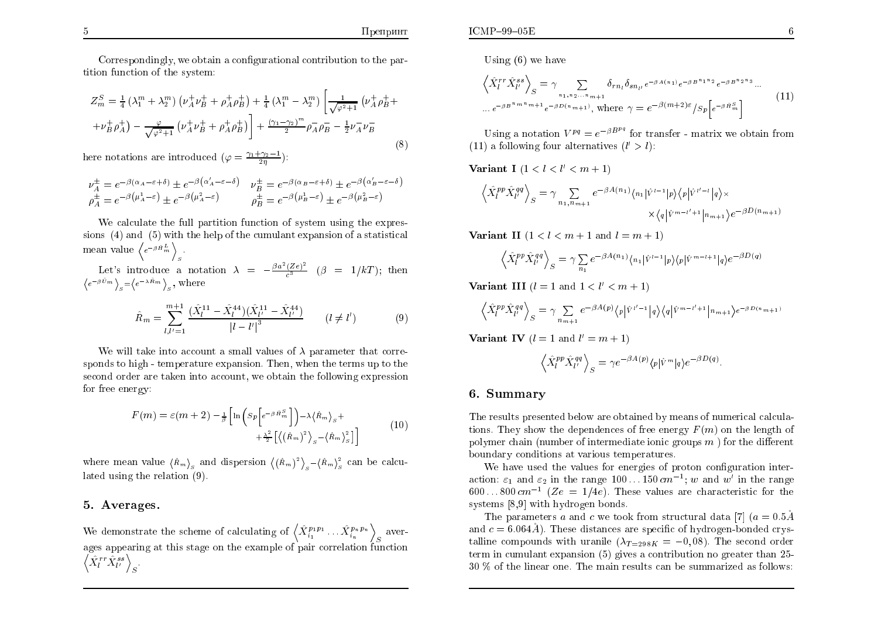Correspondingly, we obtain a configurational contribution to the partition function of the system:

$$Z_m^S = \tfrac{1}{4}\left(\lambda_1^m + \lambda_2^m\right)\left(\nu_A^+\nu_B^+ + \rho_A^+\rho_B^+\right) + \tfrac{1}{4}\left(\lambda_1^m - \lambda_2^m\right)\left[\frac{1}{\sqrt{\varphi^2+1}}\left(\nu_A^+\rho_B^+ + \nu_B^+\rho_A^+\right) - \frac{\varphi}{\sqrt{\varphi^2+1}}\left(\nu_A^+\nu_B^+ + \rho_A^+\rho_B^+\right)\right] + \frac{(\gamma_1-\gamma_2)^m}{2}\rho_A^-\rho_B^- - \tfrac{1}{2}\nu_A^-\nu_B^- \tag{8}$$

here notations are introduced ($\varphi = \frac{\gamma_1+\gamma_2-1}{2\eta}$):

$$\nu_A^\pm = e^{-\beta(\alpha_A-\varepsilon+\delta)} \pm e^{-\beta\left(\alpha_A'-\varepsilon-\delta\right)} \quad \nu_B^\pm = e^{-\beta(\alpha_B-\varepsilon+\delta)} \pm e^{-\beta\left(\alpha_B'-\varepsilon-\delta\right)}$$

$$\rho_A^\pm = e^{-\beta\left(\mu_A^1-\varepsilon\right)} \pm e^{-\beta\left(\mu_A^2-\varepsilon\right)} \qquad \rho_B^\pm = e^{-\beta\left(\mu_B^1-\varepsilon\right)} \pm e^{-\beta\left(\mu_B^2-\varepsilon\right)}$$

We calculate the full partition function of system using the expressions (4) and (5) with the help of the cumulant expansion of a statistical mean value $\left\langle e^{-\beta \hat{H}_m^L}\right\rangle_S$.

Let's introduce a notation $\lambda = -\frac{\beta a^2 (Ze)^2}{c^3}$ ($\beta = 1/kT$); then $\left\langle e^{-\beta \hat{U}_m}\right\rangle_S = \left\langle e^{-\lambda \hat{R}_m}\right\rangle_S$, where

$$\hat{R}_m = \sum_{l,l'=1}^{m+1} \frac{(\hat{X}_l^{11} - \hat{X}_l^{44})(\hat{X}_{l'}^{11} - \hat{X}_{l'}^{44})}{|l-l'|^3} \qquad (l \neq l') \tag{9}$$

We will take into account a small values of $\lambda$ parameter that corresponds to high - temperature expansion. Then, when the terms up to the second order are taken into account, we obtain the following expression for free energy:

$$F(m) = \varepsilon(m+2) - \tfrac{1}{\beta}\left[\ln\left(Sp\left[e^{-\beta \hat{H}_m^S}\right]\right) - \lambda\left\langle \hat{R}_m\right\rangle_S + \tfrac{\lambda^2}{2}\left[\left\langle\left(\hat{R}_m\right)^2\right\rangle_S - \left\langle \hat{R}_m\right\rangle_S^2\right]\right] \tag{10}$$

where mean value $\left\langle \hat{R}_m\right\rangle_S$ and dispersion $\left\langle\left(\hat{R}_m\right)^2\right\rangle_S - \left\langle \hat{R}_m\right\rangle_S^2$ can be calculated using the relation (9).

## 5. Averages.

We demonstrate the scheme of calculating of $\left\langle \hat{X}_{i_1}^{p_1 p_1} \dots \hat{X}_{i_n}^{p_n p_n}\right\rangle_S$ averages appearing at this stage on the example of pair correlation function $\left\langle \hat{X}_l^{rr} \hat{X}_{l'}^{ss}\right\rangle_S$.

Using (6) we have

$$\left\langle \hat{X}_l^{rr} \hat{X}_{l'}^{ss}\right\rangle_S = \gamma \sum_{n_1, n_2 \dots n_{m+1}} \delta_{r n_l} \delta_{s n_{l'}} e^{-\beta A(n_1)} e^{-\beta B^{n_1 n_2}} e^{-\beta B^{n_2 n_3}} \dots$$
$$\dots e^{-\beta B^{n_m n_{m+1}}} e^{-\beta D(n_{m+1})}, \text{ where } \gamma = e^{-\beta(m+2)\varepsilon} / Sp\left[e^{-\beta \hat{H}_m^S}\right] \tag{11}$$

Using a notation $V^{pq} = e^{-\beta B^{pq}}$ for transfer - matrix we obtain from (11) a following four alternatives ($l' > l$):

**Variant I** ($1 < l < l' < m+1$)

$$\left\langle \hat{X}_l^{pp} \hat{X}_{l'}^{qq}\right\rangle_S = \gamma \sum_{n_1, n_{m+1}} e^{-\beta A(n_1)} \left\langle n_1 \left| \hat{V}^{l-1} \right| p\right\rangle \left\langle p \left| \hat{V}^{l'-l} \right| q\right\rangle \times \left\langle q \left| \hat{V}^{m-l'+1} \right| n_{m+1}\right\rangle e^{-\beta D(n_{m+1})}$$

**Variant II** ($1 < l < m+1$ and $l = m+1$)

$$\left\langle \hat{X}_l^{pp} \hat{X}_{l'}^{qq}\right\rangle_S = \gamma \sum_{n_1} e^{-\beta A(n_1)} \left\langle n_1 \left| \hat{V}^{l-1} \right| p\right\rangle \left\langle p \left| \hat{V}^{m-l+1} \right| q\right\rangle e^{-\beta D(q)}$$

**Variant III** ($l = 1$ and $1 < l' < m+1$)

$$\left\langle \hat{X}_l^{pp} \hat{X}_{l'}^{qq}\right\rangle_S = \gamma \sum_{n_{m+1}} e^{-\beta A(p)} \left\langle p \left| \hat{V}^{l'-1} \right| q\right\rangle \left\langle q \left| \hat{V}^{m-l'+1} \right| n_{m+1}\right\rangle e^{-\beta D(n_{m+1})}$$

**Variant IV** ($l = 1$ and $l' = m+1$)

$$\left\langle \hat{X}_l^{pp} \hat{X}_{l'}^{qq}\right\rangle_S = \gamma e^{-\beta A(p)} \left\langle p \left| \hat{V}^{m} \right| q\right\rangle e^{-\beta D(q)}.$$

## 6. Summary

The results presented below are obtained by means of numerical calculations. They show the dependences of free energy $F(m)$ on the length of polymer chain (number of intermediate ionic groups $m$) for the different boundary conditions at various temperatures.

We have used the values for energies of proton configuration interaction: $\varepsilon_1$ and $\varepsilon_2$ in the range $100 \dots 150\, cm^{-1}$; $w$ and $w'$ in the range $600 \dots 800\, cm^{-1}$ ($Ze = 1/4e$). These values are characteristic for the systems [8,9] with hydrogen bonds.

The parameters $a$ and $c$ we took from structural data [7] ($a = 0.5\mathring{A}$ and $c = 6.064\mathring{A}$). These distances are specific of hydrogen-bonded crystalline compounds with uranile ($\lambda_{T=298K} = -0,08$). The second order term in cumulant expansion (5) gives a contribution no greater than 25-30 % of the linear one. The main results can be summarized as follows: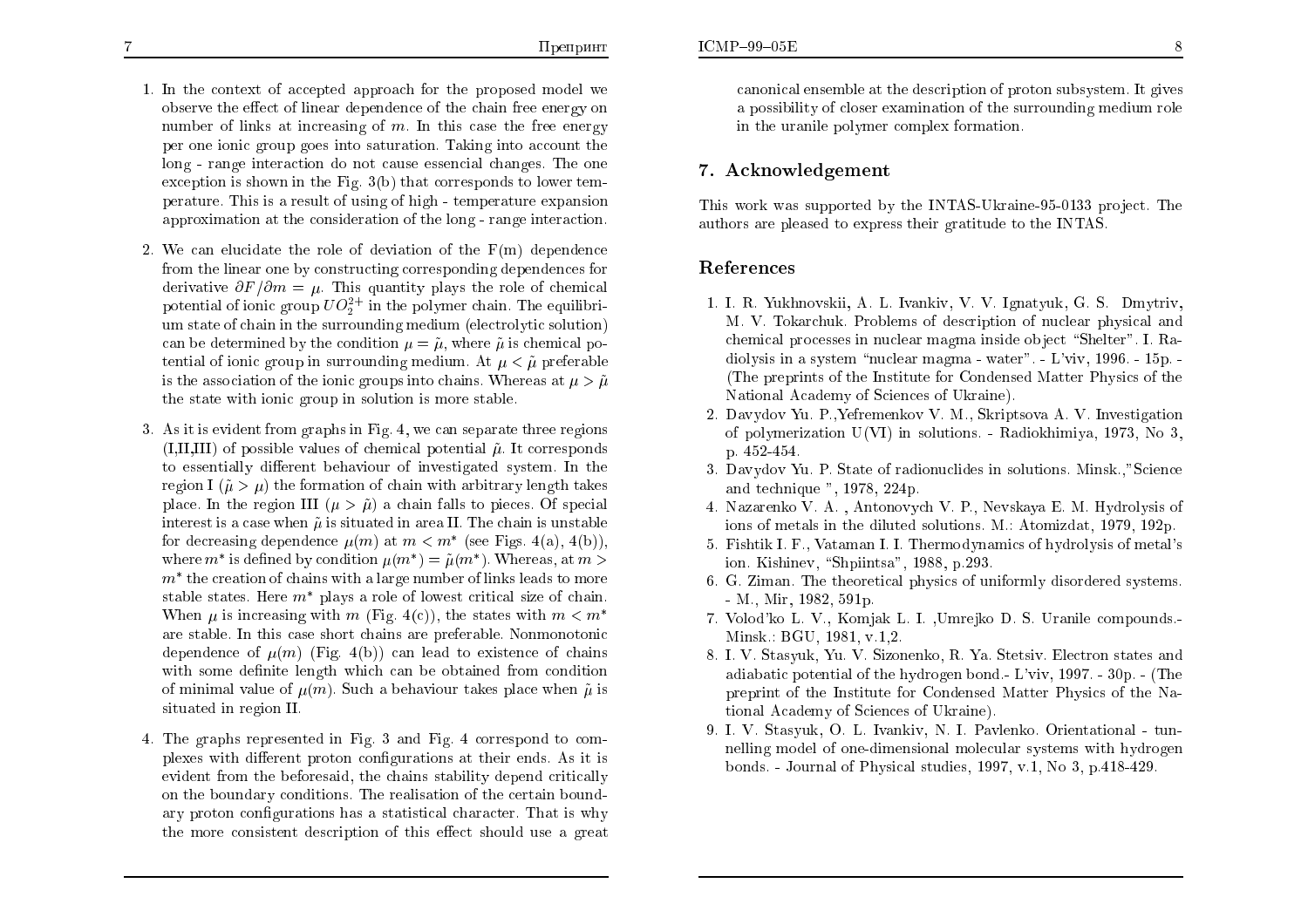1. In the context of accepted approach for the proposed model we observe the effect of linear dependence of the chain free energy on number of links at increasing of $m$. In this case the free energy per one ionic group goes into saturation. Taking into account the long - range interaction do not cause essencial changes. The one exception is shown in the Fig. 3(b) that corresponds to lower temperature. This is a result of using of high - temperature expansion approximation at the consideration of the long - range interaction.

2. We can elucidate the role of deviation of the F(m) dependence from the linear one by constructing corresponding dependences for derivative $\partial F/\partial m = \mu$. This quantity plays the role of chemical potential of ionic group $UO_2^{2+}$ in the polymer chain. The equilibrium state of chain in the surrounding medium (electrolytic solution) can be determined by the condition $\mu = \tilde{\mu}$, where $\tilde{\mu}$ is chemical potential of ionic group in surrounding medium. At $\mu < \tilde{\mu}$ preferable is the association of the ionic groups into chains. Whereas at $\mu > \tilde{\mu}$ the state with ionic group in solution is more stable.

3. As it is evident from graphs in Fig. 4, we can separate three regions (I,II,III) of possible values of chemical potential $\tilde{\mu}$. It corresponds to essentially different behaviour of investigated system. In the region I ($\tilde{\mu} > \mu$) the formation of chain with arbitrary length takes place. In the region III ($\mu > \tilde{\mu}$) a chain falls to pieces. Of special interest is a case when $\tilde{\mu}$ is situated in area II. The chain is unstable for decreasing dependence $\mu(m)$ at $m < m^*$ (see Figs. 4(a), 4(b)), where $m^*$ is defined by condition $\mu(m^*) = \tilde{\mu}(m^*)$. Whereas, at $m > m^*$ the creation of chains with a large number of links leads to more stable states. Here $m^*$ plays a role of lowest critical size of chain. When $\mu$ is increasing with $m$ (Fig. 4(c)), the states with $m < m^*$ are stable. In this case short chains are preferable. Nonmonotonic dependence of $\mu(m)$ (Fig. 4(b)) can lead to existence of chains with some definite length which can be obtained from condition of minimal value of $\mu(m)$. Such a behaviour takes place when $\tilde{\mu}$ is situated in region II.

4. The graphs represented in Fig. 3 and Fig. 4 correspond to complexes with different proton configurations at their ends. As it is evident from the beforesaid, the chains stability depend critically on the boundary conditions. The realisation of the certain boundary proton configurations has a statistical character. That is why the more consistent description of this effect should use a great canonical ensemble at the description of proton subsystem. It gives a possibility of closer examination of the surrounding medium role in the uranile polymer complex formation.

## 7. Acknowledgement

This work was supported by the INTAS-Ukraine-95-0133 project. The authors are pleased to express their gratitude to the INTAS.

## References

1. I. R. Yukhnovskii, A. L. Ivankiv, V. V. Ignatyuk, G. S. Dmytriv, M. V. Tokarchuk. Problems of description of nuclear physical and chemical processes in nuclear magma inside object "Shelter". I. Radiolysis in a system "nuclear magma - water". - L'viv, 1996. - 15p. - (The preprints of the Institute for Condensed Matter Physics of the National Academy of Sciences of Ukraine).
2. Davydov Yu. P.,Yefremenkov V. M., Skriptsova A. V. Investigation of polymerization U(VI) in solutions. - Radiokhimiya, 1973, No 3, p. 452-454.
3. Davydov Yu. P. State of radionuclides in solutions. Minsk.,"Science and technique ", 1978, 224p.
4. Nazarenko V. A. , Antonovych V. P., Nevskaya E. M. Hydrolysis of ions of metals in the diluted solutions. M.: Atomizdat, 1979, 192p.
5. Fishtik I. F., Vataman I. I. Thermodynamics of hydrolysis of metal's ion. Kishinev, "Shpiintsa", 1988, p.293.
6. G. Ziman. The theoretical physics of uniformly disordered systems. - M., Mir, 1982, 591p.
7. Volod'ko L. V., Komjak L. I. ,Umrejko D. S. Uranile compounds.- Minsk.: BGU, 1981, v.1,2.
8. I. V. Stasyuk, Yu. V. Sizonenko, R. Ya. Stetsiv. Electron states and adiabatic potential of the hydrogen bond.- L'viv, 1997. - 30p. - (The preprint of the Institute for Condensed Matter Physics of the National Academy of Sciences of Ukraine).
9. I. V. Stasyuk, O. L. Ivankiv, N. I. Pavlenko. Orientational - tunnelling model of one-dimensional molecular systems with hydrogen bonds. - Journal of Physical studies, 1997, v.1, No 3, p.418-429.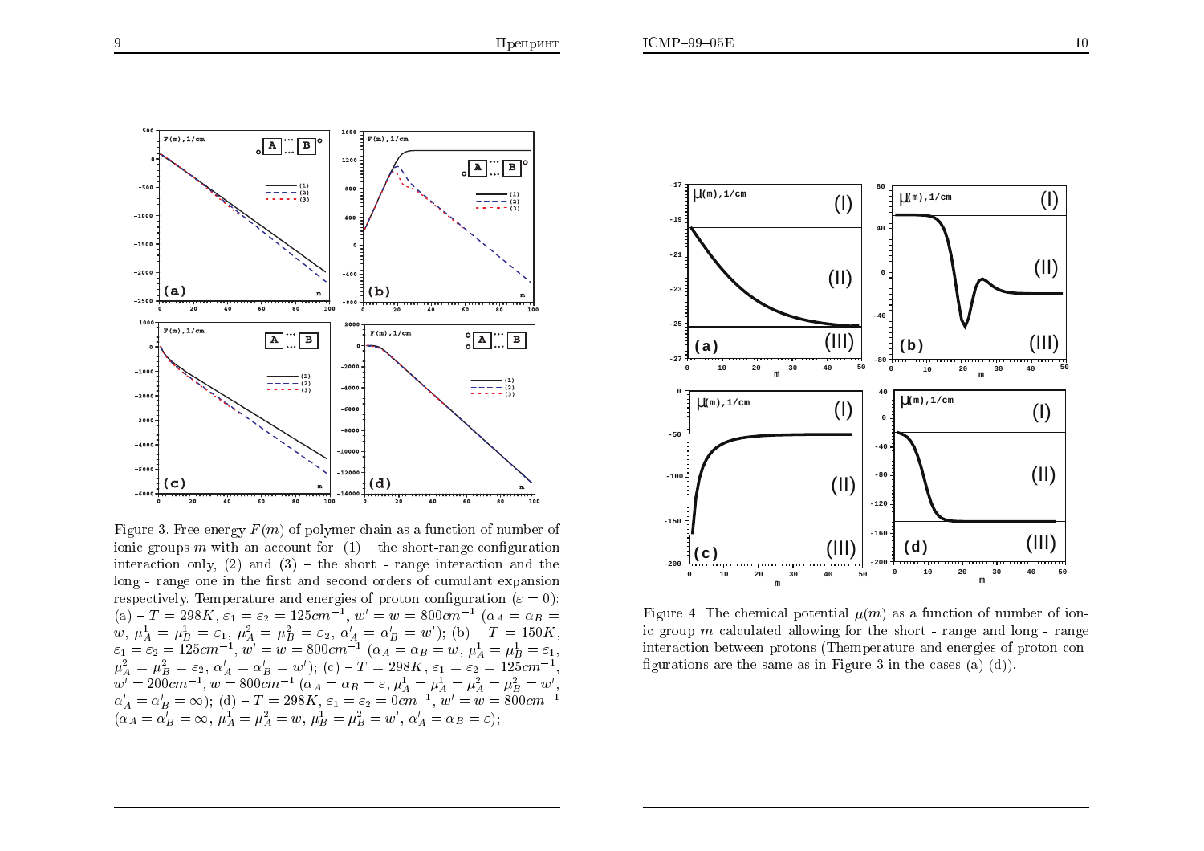Figure 3. Free energy $F(m)$ of polymer chain as a function of number of ionic groups $m$ with an account for: (1) – the short-range configuration interaction only, (2) and (3) – the short - range interaction and the long - range one in the first and second orders of cumulant expansion respectively. Temperature and energies of proton configuration ($\varepsilon = 0$): (a) – $T = 298K$, $\varepsilon_1 = \varepsilon_2 = 125cm^{-1}$, $w' = w = 800cm^{-1}$ ($\alpha_A = \alpha_B = w$, $\mu_A^1 = \mu_B^1 = \varepsilon_1$, $\mu_A^2 = \mu_B^2 = \varepsilon_2$, $\alpha_A' = \alpha_B' = w'$); (b) – $T = 150K$, $\varepsilon_1 = \varepsilon_2 = 125cm^{-1}$, $w' = w = 800cm^{-1}$ ($\alpha_A = \alpha_B = w$, $\mu_A^1 = \mu_B^1 = \varepsilon_1$, $\mu_A^2 = \mu_B^2 = \varepsilon_2$, $\alpha_A' = \alpha_B' = w'$); (c) – $T = 298K$, $\varepsilon_1 = \varepsilon_2 = 125cm^{-1}$, $w' = 200cm^{-1}$, $w = 800cm^{-1}$ ($\alpha_A = \alpha_B = \varepsilon$, $\mu_A^1 = \mu_A^1 = \mu_A^2 = \mu_B^2 = w'$, $\alpha_A' = \alpha_B' = \infty$); (d) – $T = 298K$, $\varepsilon_1 = \varepsilon_2 = 0cm^{-1}$, $w' = w = 800cm^{-1}$ ($\alpha_A = \alpha_B' = \infty$, $\mu_A^1 = \mu_A^2 = w$, $\mu_B^1 = \mu_B^2 = w'$, $\alpha_A' = \alpha_B = \varepsilon$);

Figure 4. The chemical potential $\mu(m)$ as a function of number of ionic group $m$ calculated allowing for the short - range and long - range interaction between protons (Themperature and energies of proton configurations are the same as in Figure 3 in the cases (a)-(d)).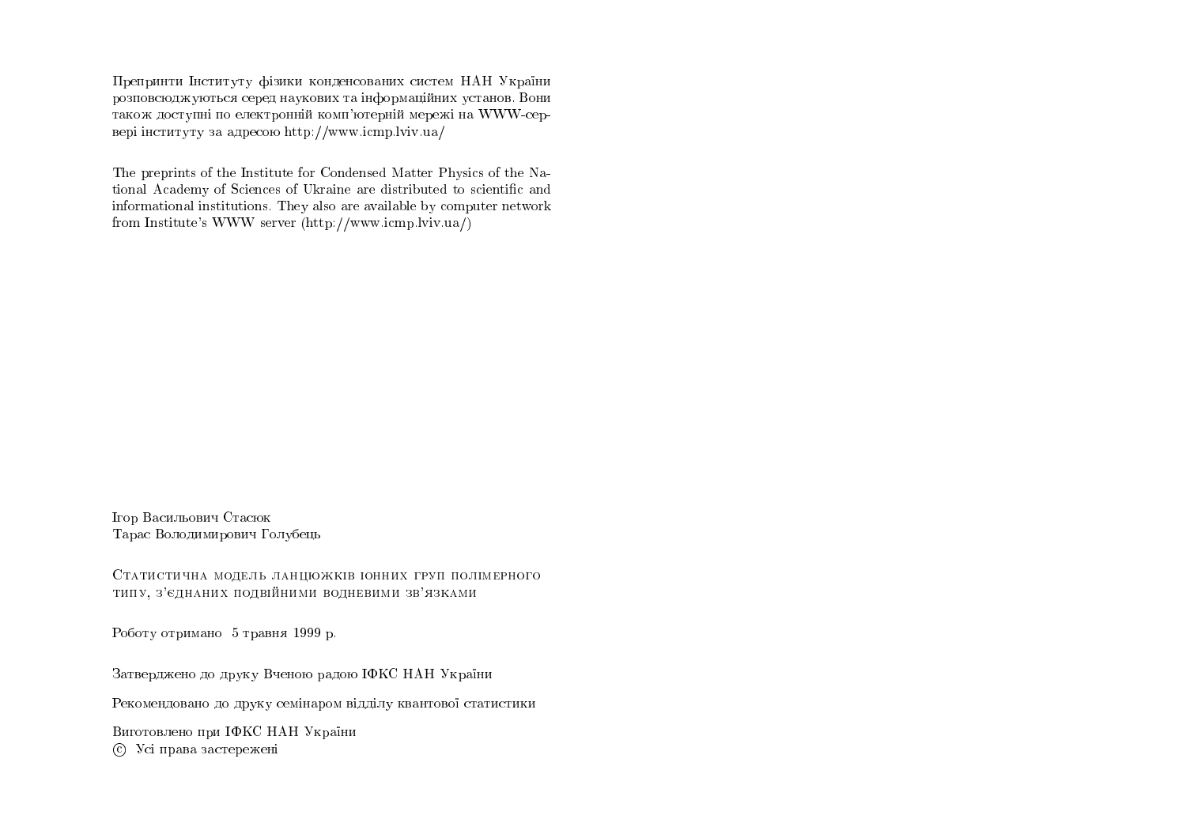Препринти Інституту фізики конденсованих систем НАН України розповсюджуються серед наукових та інформаційних установ. Вони також доступні по електронній комп'ютерній мережі на WWW-сервері інституту за адресою http://www.icmp.lviv.ua/

The preprints of the Institute for Condensed Matter Physics of the National Academy of Sciences of Ukraine are distributed to scientific and informational institutions. They also are available by computer network from Institute's WWW server (http://www.icmp.lviv.ua/)

Ігор Васильович Стасюк
Тарас Володимирович Голубець

Статистична модель ланцюжків іонних груп полімерного типу, з'єднаних подвійними водневими зв'язками

Роботу отримано 5 травня 1999 р.

Затверджено до друку Вченою радою ІФКС НАН України

Рекомендовано до друку семінаром відділу квантової статистики

Виготовлено при ІФКС НАН України
© Усі права застережені